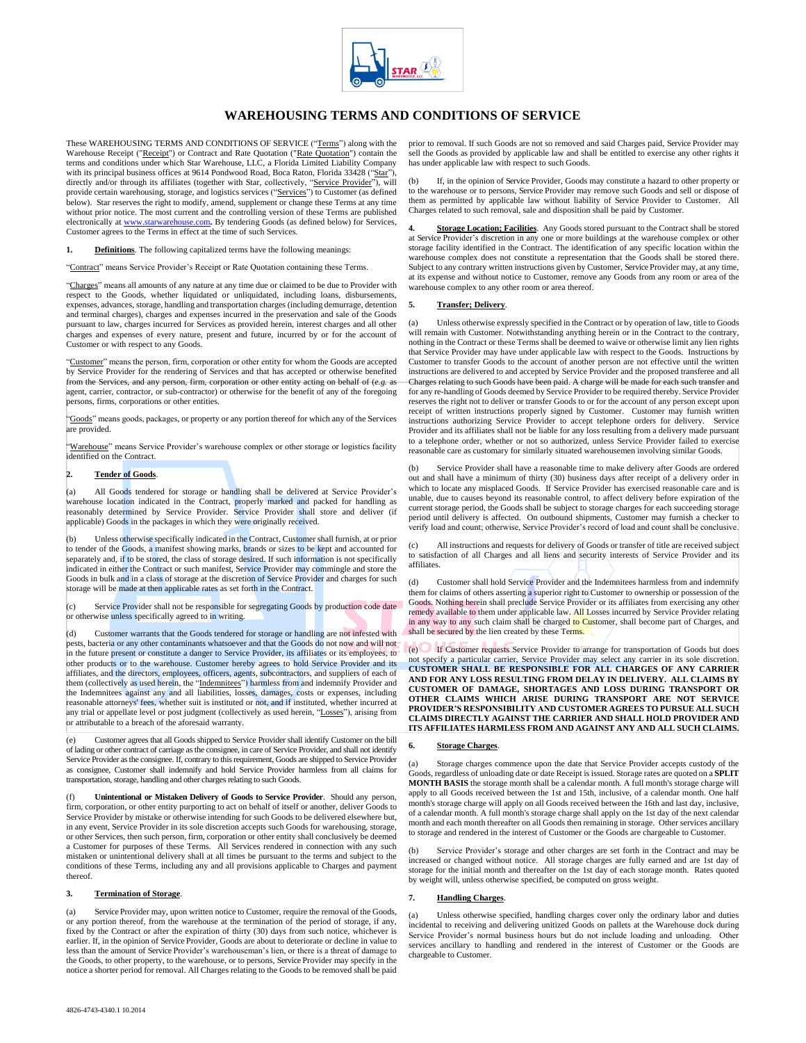# WAREHOUSING TERMS AND CONDITIONS OF SERVICE

These WAREHOUSING TERMS AND CONDITIONS OF SERVICE ("Terms") along with the Warehouse Receipt ("Receipt") or Contract and Rate Quotation ("Rate Quotation") contain the terms and conditions under which Star Warehouse, LLC, a Florida Limited Liability Company with its principal business offices at 9614 Pondwood Road, Boca Raton, Florida 33428 ("Star"), directly and/or through its affiliates (together with Star, collectively, "Service Provider"), will provide certain warehousing, storage, and logistics services ("Services") to Customer (as defined below). Star reserves the right to modify, amend, supplement or change these Terms at any time without prior notice. The most current and the controlling version of these Terms are published electronically at www.starwarehouse.com**.** By tendering Goods (as defined below) for Services, Customer agrees to the Terms in effect at the time of such Services.

**1. Definitions**. The following capitalized terms have the following meanings:

"Contract" means Service Provider's Receipt or Rate Quotation containing these Terms.

"Charges" means all amounts of any nature at any time due or claimed to be due to Provider with respect to the Goods, whether liquidated or unliquidated, including loans, disbursements, expenses, advances, storage, handling and transportation charges (including demurrage, detention and terminal charges), charges and expenses incurred in the preservation and sale of the Goods pursuant to law, charges incurred for Services as provided herein, interest charges and all other charges and expenses of every nature, present and future, incurred by or for the account of Customer or with respect to any Goods.

"Customer" means the person, firm, corporation or other entity for whom the Goods are accepted by Service Provider for the rendering of Services and that has accepted or otherwise benefited from the Services, and any person, firm, corporation or other entity acting on behalf of (*e.g.* as agent, carrier, contractor, or sub-contractor) or otherwise for the benefit of any of the foregoing persons, firms, corporations or other entities.

"Goods" means goods, packages, or property or any portion thereof for which any of the Services are provided.

"Warehouse" means Service Provider's warehouse complex or other storage or logistics facility identified on the Contract.

**2. Tender of Goods**.

(a) All Goods tendered for storage or handling shall be delivered at Service Provider's warehouse location indicated in the Contract, properly marked and packed for handling as reasonably determined by Service Provider. Service Provider shall store and deliver (if applicable) Goods in the packages in which they were originally received.

(b) Unless otherwise specifically indicated in the Contract, Customer shall furnish, at or prior to tender of the Goods, a manifest showing marks, brands or sizes to be kept and accounted for separately and, if to be stored, the class of storage desired. If such information is not specifically indicated in either the Contract or such manifest, Service Provider may commingle and store the Goods in bulk and in a class of storage at the discretion of Service Provider and charges for such storage will be made at then applicable rates as set forth in the Contract.

(c) Service Provider shall not be responsible for segregating Goods by production code date or otherwise unless specifically agreed to in writing.

(d) Customer warrants that the Goods tendered for storage or handling are not infested with pests, bacteria or any other contaminants whatsoever and that the Goods do not now and will not in the future present or constitute a danger to Service Provider, its affiliates or its employees, to other products or to the warehouse. Customer hereby agrees to hold Service Provider and its affiliates, and the directors, employees, officers, agents, subcontractors, and suppliers of each of them (collectively as used herein, the "Indemnitees") harmless from and indemnify Provider and the Indemnitees against any and all liabilities, losses, damages, costs or expenses, including reasonable attorneys' fees, whether suit is instituted or not, and if instituted, whether incurred at any trial or appellate level or post judgment (collectively as used herein, "Losses"), arising from or attributable to a breach of the aforesaid warranty.

(e) Customer agrees that all Goods shipped to Service Provider shall identify Customer on the bill of lading or other contract of carriage as the consignee, in care of Service Provider, and shall not identify Service Provider as the consignee. If, contrary to this requirement, Goods are shipped to Service Provider as consignee, Customer shall indemnify and hold Service Provider harmless from all claims for transportation, storage, handling and other charges relating to such Goods.

(f) **Unintentional or Mistaken Delivery of Goods to Service Provider**. Should any person, firm, corporation, or other entity purporting to act on behalf of itself or another, deliver Goods to Service Provider by mistake or otherwise intending for such Goods to be delivered elsewhere but, in any event, Service Provider in its sole discretion accepts such Goods for warehousing, storage, or other Services, then such person, firm, corporation or other entity shall conclusively be deemed a Customer for purposes of these Terms. All Services rendered in connection with any such mistaken or unintentional delivery shall at all times be pursuant to the terms and subject to the conditions of these Terms, including any and all provisions applicable to Charges and payment thereof.

**3. Termination of Storage**.

(a) Service Provider may, upon written notice to Customer, require the removal of the Goods, or any portion thereof, from the warehouse at the termination of the period of storage, if any, fixed by the Contract or after the expiration of thirty (30) days from such notice, whichever is earlier. If, in the opinion of Service Provider, Goods are about to deteriorate or decline in value to less than the amount of Service Provider's warehouseman's lien, or there is a threat of damage to the Goods, to other property, to the warehouse, or to persons, Service Provider may specify in the notice a shorter period for removal. All Charges relating to the Goods to be removed shall be paid prior to removal. If such Goods are not so removed and said Charges paid, Service Provider may sell the Goods as provided by applicable law and shall be entitled to exercise any other rights it has under applicable law with respect to such Goods.

(b) If, in the opinion of Service Provider, Goods may constitute a hazard to other property or to the warehouse or to persons, Service Provider may remove such Goods and sell or dispose of them as permitted by applicable law without liability of Service Provider to Customer. All Charges related to such removal, sale and disposition shall be paid by Customer.

**4. Storage Location; Facilities**. Any Goods stored pursuant to the Contract shall be stored at Service Provider's discretion in any one or more buildings at the warehouse complex or other storage facility identified in the Contract. The identification of any specific location within the warehouse complex does not constitute a representation that the Goods shall be stored there. Subject to any contrary written instructions given by Customer, Service Provider may, at any time, at its expense and without notice to Customer, remove any Goods from any room or area of the warehouse complex to any other room or area thereof.

**5. Transfer; Delivery**.

(a) Unless otherwise expressly specified in the Contract or by operation of law, title to Goods will remain with Customer. Notwithstanding anything herein or in the Contract to the contrary, nothing in the Contract or these Terms shall be deemed to waive or otherwise limit any lien rights that Service Provider may have under applicable law with respect to the Goods. Instructions by Customer to transfer Goods to the account of another person are not effective until the written instructions are delivered to and accepted by Service Provider and the proposed transferee and all Charges relating to such Goods have been paid. A charge will be made for each such transfer and for any re-handling of Goods deemed by Service Provider to be required thereby. Service Provider reserves the right not to deliver or transfer Goods to or for the account of any person except upon receipt of written instructions properly signed by Customer. Customer may furnish written instructions authorizing Service Provider to accept telephone orders for delivery. Service Provider and its affiliates shall not be liable for any loss resulting from a delivery made pursuant to a telephone order, whether or not so authorized, unless Service Provider failed to exercise reasonable care as customary for similarly situated warehousemen involving similar Goods.

(b) Service Provider shall have a reasonable time to make delivery after Goods are ordered out and shall have a minimum of thirty (30) business days after receipt of a delivery order in which to locate any misplaced Goods. If Service Provider has exercised reasonable care and is unable, due to causes beyond its reasonable control, to affect delivery before expiration of the current storage period, the Goods shall be subject to storage charges for each succeeding storage period until delivery is affected. On outbound shipments, Customer may furnish a checker to verify load and count; otherwise, Service Provider's record of load and count shall be conclusive.

(c) All instructions and requests for delivery of Goods or transfer of title are received subject to satisfaction of all Charges and all liens and security interests of Service Provider and its affiliates.

(d) Customer shall hold Service Provider and the Indemnitees harmless from and indemnify them for claims of others asserting a superior right to Customer to ownership or possession of the Goods. Nothing herein shall preclude Service Provider or its affiliates from exercising any other remedy available to them under applicable law. All Losses incurred by Service Provider relating in any way to any such claim shall be charged to Customer, shall become part of Charges, and shall be secured by the lien created by these Terms.

(e) If Customer requests Service Provider to arrange for transportation of Goods but does not specify a particular carrier, Service Provider may select any carrier in its sole discretion. **CUSTOMER SHALL BE RESPONSIBLE FOR ALL CHARGES OF ANY CARRIER AND FOR ANY LOSS RESULTING FROM DELAY IN DELIVERY. ALL CLAIMS BY CUSTOMER OF DAMAGE, SHORTAGES AND LOSS DURING TRANSPORT OR OTHER CLAIMS WHICH ARISE DURING TRANSPORT ARE NOT SERVICE PROVIDER'S RESPONSIBILITY AND CUSTOMER AGREES TO PURSUE ALL SUCH CLAIMS DIRECTLY AGAINST THE CARRIER AND SHALL HOLD PROVIDER AND ITS AFFILIATES HARMLESS FROM AND AGAINST ANY AND ALL SUCH CLAIMS.**

**6. Storage Charges**.

(a) Storage charges commence upon the date that Service Provider accepts custody of the Goods, regardless of unloading date or date Receipt is issued. Storage rates are quoted on a **SPLIT MONTH BASIS** the storage month shall be a calendar month. A full month's storage charge will apply to all Goods received between the 1st and 15th, inclusive, of a calendar month. One half month's storage charge will apply on all Goods received between the 16th and last day, inclusive, of a calendar month. A full month's storage charge shall apply on the 1st day of the next calendar month and each month thereafter on all Goods then remaining in storage. Other services ancillary to storage and rendered in the interest of Customer or the Goods are chargeable to Customer.

(b) Service Provider's storage and other charges are set forth in the Contract and may be increased or changed without notice. All storage charges are fully earned and are 1st day of storage for the initial month and thereafter on the 1st day of each storage month. Rates quoted by weight will, unless otherwise specified, be computed on gross weight.

**7. Handling Charges**.

(a) Unless otherwise specified, handling charges cover only the ordinary labor and duties incidental to receiving and delivering unitized Goods on pallets at the Warehouse dock during Service Provider's normal business hours but do not include loading and unloading. Other services ancillary to handling and rendered in the interest of Customer or the Goods are chargeable to Customer.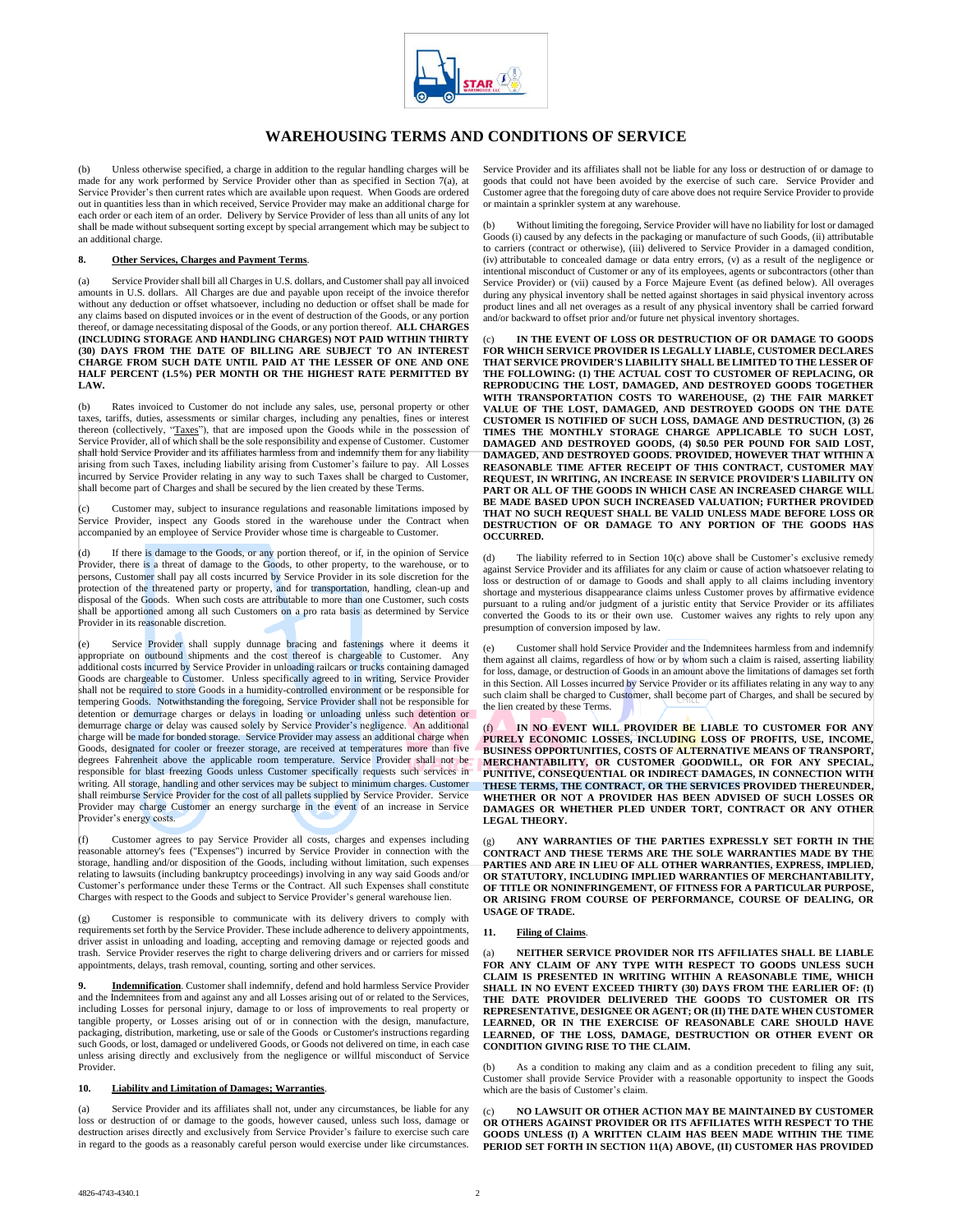# WAREHOUSING TERMS AND CONDITIONS OF SERVICE

(b) Unless otherwise specified, a charge in addition to the regular handling charges will be made for any work performed by Service Provider other than as specified in Section 7(a), at Service Provider's then current rates which are available upon request. When Goods are ordered out in quantities less than in which received, Service Provider may make an additional charge for each order or each item of an order. Delivery by Service Provider of less than all units of any lot shall be made without subsequent sorting except by special arrangement which may be subject to an additional charge.

**8. Other Services, Charges and Payment Terms**.

(a) Service Provider shall bill all Charges in U.S. dollars, and Customer shall pay all invoiced amounts in U.S. dollars. All Charges are due and payable upon receipt of the invoice therefor without any deduction or offset whatsoever, including no deduction or offset shall be made for any claims based on disputed invoices or in the event of destruction of the Goods, or any portion thereof, or damage necessitating disposal of the Goods, or any portion thereof. **ALL CHARGES (INCLUDING STORAGE AND HANDLING CHARGES) NOT PAID WITHIN THIRTY (30) DAYS FROM THE DATE OF BILLING ARE SUBJECT TO AN INTEREST CHARGE FROM SUCH DATE UNTIL PAID AT THE LESSER OF ONE AND ONE HALF PERCENT (1.5%) PER MONTH OR THE HIGHEST RATE PERMITTED BY LAW.**

(b) Rates invoiced to Customer do not include any sales, use, personal property or other taxes, tariffs, duties, assessments or similar charges, including any penalties, fines or interest thereon (collectively, "Taxes"), that are imposed upon the Goods while in the possession of Service Provider, all of which shall be the sole responsibility and expense of Customer. Customer shall hold Service Provider and its affiliates harmless from and indemnify them for any liability arising from such Taxes, including liability arising from Customer's failure to pay. All Losses incurred by Service Provider relating in any way to such Taxes shall be charged to Customer, shall become part of Charges and shall be secured by the lien created by these Terms.

(c) Customer may, subject to insurance regulations and reasonable limitations imposed by Service Provider, inspect any Goods stored in the warehouse under the Contract when accompanied by an employee of Service Provider whose time is chargeable to Customer.

(d) If there is damage to the Goods, or any portion thereof, or if, in the opinion of Service Provider, there is a threat of damage to the Goods, to other property, to the warehouse, or to persons, Customer shall pay all costs incurred by Service Provider in its sole discretion for the protection of the threatened party or property, and for transportation, handling, clean-up and disposal of the Goods. When such costs are attributable to more than one Customer, such costs shall be apportioned among all such Customers on a pro rata basis as determined by Service Provider in its reasonable discretion.

(e) Service Provider shall supply dunnage bracing and fastenings where it deems it appropriate on outbound shipments and the cost thereof is chargeable to Customer. Any additional costs incurred by Service Provider in unloading railcars or trucks containing damaged Goods are chargeable to Customer. Unless specifically agreed to in writing, Service Provider shall not be required to store Goods in a humidity-controlled environment or be responsible for tempering Goods. Notwithstanding the foregoing, Service Provider shall not be responsible for detention or demurrage charges or delays in loading or unloading unless such detention or demurrage charge or delay was caused solely by Service Provider's negligence. An additional charge will be made for bonded storage. Service Provider may assess an additional charge when Goods, designated for cooler or freezer storage, are received at temperatures more than five degrees Fahrenheit above the applicable room temperature. Service Provider shall not be responsible for blast freezing Goods unless Customer specifically requests such services in writing. All storage, handling and other services may be subject to minimum charges. Customer shall reimburse Service Provider for the cost of all pallets supplied by Service Provider. Service Provider may charge Customer an energy surcharge in the event of an increase in Service Provider's energy costs.

(f) Customer agrees to pay Service Provider all costs, charges and expenses including reasonable attorney's fees ("Expenses") incurred by Service Provider in connection with the storage, handling and/or disposition of the Goods, including without limitation, such expenses relating to lawsuits (including bankruptcy proceedings) involving in any way said Goods and/or Customer's performance under these Terms or the Contract. All such Expenses shall constitute Charges with respect to the Goods and subject to Service Provider's general warehouse lien.

(g) Customer is responsible to communicate with its delivery drivers to comply with requirements set forth by the Service Provider. These include adherence to delivery appointments, driver assist in unloading and loading, accepting and removing damage or rejected goods and trash. Service Provider reserves the right to charge delivering drivers and or carriers for missed appointments, delays, trash removal, counting, sorting and other services.

**9. Indemnification**. Customer shall indemnify, defend and hold harmless Service Provider and the Indemnitees from and against any and all Losses arising out of or related to the Services, including Losses for personal injury, damage to or loss of improvements to real property or tangible property, or Losses arising out of or in connection with the design, manufacture, packaging, distribution, marketing, use or sale of the Goods or Customer's instructions regarding such Goods, or lost, damaged or undelivered Goods, or Goods not delivered on time, in each case unless arising directly and exclusively from the negligence or willful misconduct of Service Provider.

**10. Liability and Limitation of Damages; Warranties**.

(a) Service Provider and its affiliates shall not, under any circumstances, be liable for any loss or destruction of or damage to the goods, however caused, unless such loss, damage or destruction arises directly and exclusively from Service Provider's failure to exercise such care in regard to the goods as a reasonably careful person would exercise under like circumstances. Service Provider and its affiliates shall not be liable for any loss or destruction of or damage to goods that could not have been avoided by the exercise of such care. Service Provider and Customer agree that the foregoing duty of care above does not require Service Provider to provide or maintain a sprinkler system at any warehouse.

(b) Without limiting the foregoing, Service Provider will have no liability for lost or damaged Goods (i) caused by any defects in the packaging or manufacture of such Goods, (ii) attributable to carriers (contract or otherwise), (iii) delivered to Service Provider in a damaged condition, (iv) attributable to concealed damage or data entry errors, (v) as a result of the negligence or intentional misconduct of Customer or any of its employees, agents or subcontractors (other than Service Provider) or (vii) caused by a Force Majeure Event (as defined below). All overages during any physical inventory shall be netted against shortages in said physical inventory across product lines and all net overages as a result of any physical inventory shall be carried forward and/or backward to offset prior and/or future net physical inventory shortages.

(c) **IN THE EVENT OF LOSS OR DESTRUCTION OF OR DAMAGE TO GOODS FOR WHICH SERVICE PROVIDER IS LEGALLY LIABLE, CUSTOMER DECLARES THAT SERVICE PROVIDER'S LIABILITY SHALL BE LIMITED TO THE LESSER OF THE FOLLOWING: (1) THE ACTUAL COST TO CUSTOMER OF REPLACING, OR REPRODUCING THE LOST, DAMAGED, AND DESTROYED GOODS TOGETHER WITH TRANSPORTATION COSTS TO WAREHOUSE, (2) THE FAIR MARKET VALUE OF THE LOST, DAMAGED, AND DESTROYED GOODS ON THE DATE CUSTOMER IS NOTIFIED OF SUCH LOSS, DAMAGE AND DESTRUCTION, (3) 26 TIMES THE MONTHLY STORAGE CHARGE APPLICABLE TO SUCH LOST, DAMAGED AND DESTROYED GOODS, (4) $0.50 PER POUND FOR SAID LOST, DAMAGED, AND DESTROYED GOODS. PROVIDED, HOWEVER THAT WITHIN A REASONABLE TIME AFTER RECEIPT OF THIS CONTRACT, CUSTOMER MAY REQUEST, IN WRITING, AN INCREASE IN SERVICE PROVIDER'S LIABILITY ON PART OR ALL OF THE GOODS IN WHICH CASE AN INCREASED CHARGE WILL BE MADE BASED UPON SUCH INCREASED VALUATION; FURTHER PROVIDED THAT NO SUCH REQUEST SHALL BE VALID UNLESS MADE BEFORE LOSS OR DESTRUCTION OF OR DAMAGE TO ANY PORTION OF THE GOODS HAS OCCURRED.**

(d) The liability referred to in Section 10(c) above shall be Customer's exclusive remedy against Service Provider and its affiliates for any claim or cause of action whatsoever relating to loss or destruction of or damage to Goods and shall apply to all claims including inventory shortage and mysterious disappearance claims unless Customer proves by affirmative evidence pursuant to a ruling and/or judgment of a juristic entity that Service Provider or its affiliates converted the Goods to its or their own use. Customer waives any rights to rely upon any presumption of conversion imposed by law.

(e) Customer shall hold Service Provider and the Indemnitees harmless from and indemnify them against all claims, regardless of how or by whom such a claim is raised, asserting liability for loss, damage, or destruction of Goods in an amount above the limitations of damages set forth in this Section. All Losses incurred by Service Provider or its affiliates relating in any way to any such claim shall be charged to Customer, shall become part of Charges, and shall be secured by the lien created by these Terms.

(f) **IN NO EVENT WILL PROVIDER BE LIABLE TO CUSTOMER FOR ANY PURELY ECONOMIC LOSSES, INCLUDING LOSS OF PROFITS, USE, INCOME, BUSINESS OPPORTUNITIES, COSTS OF ALTERNATIVE MEANS OF TRANSPORT, MERCHANTABILITY, OR CUSTOMER GOODWILL, OR FOR ANY SPECIAL, PUNITIVE, CONSEQUENTIAL OR INDIRECT DAMAGES, IN CONNECTION WITH THESE TERMS, THE CONTRACT, OR THE SERVICES PROVIDED THEREUNDER, WHETHER OR NOT A PROVIDER HAS BEEN ADVISED OF SUCH LOSSES OR DAMAGES OR WHETHER PLED UNDER TORT, CONTRACT OR ANY OTHER LEGAL THEORY.**

(g) **ANY WARRANTIES OF THE PARTIES EXPRESSLY SET FORTH IN THE CONTRACT AND THESE TERMS ARE THE SOLE WARRANTIES MADE BY THE PARTIES AND ARE IN LIEU OF ALL OTHER WARRANTIES, EXPRESS, IMPLIED, OR STATUTORY, INCLUDING IMPLIED WARRANTIES OF MERCHANTABILITY, OF TITLE OR NONINFRINGEMENT, OF FITNESS FOR A PARTICULAR PURPOSE, OR ARISING FROM COURSE OF PERFORMANCE, COURSE OF DEALING, OR USAGE OF TRADE.**

**11. Filing of Claims**.

(a) **NEITHER SERVICE PROVIDER NOR ITS AFFILIATES SHALL BE LIABLE FOR ANY CLAIM OF ANY TYPE WITH RESPECT TO GOODS UNLESS SUCH CLAIM IS PRESENTED IN WRITING WITHIN A REASONABLE TIME, WHICH SHALL IN NO EVENT EXCEED THIRTY (30) DAYS FROM THE EARLIER OF: (I) THE DATE PROVIDER DELIVERED THE GOODS TO CUSTOMER OR ITS REPRESENTATIVE, DESIGNEE OR AGENT; OR (II) THE DATE WHEN CUSTOMER LEARNED, OR IN THE EXERCISE OF REASONABLE CARE SHOULD HAVE LEARNED, OF THE LOSS, DAMAGE, DESTRUCTION OR OTHER EVENT OR CONDITION GIVING RISE TO THE CLAIM.**

(b) As a condition to making any claim and as a condition precedent to filing any suit, Customer shall provide Service Provider with a reasonable opportunity to inspect the Goods which are the basis of Customer's claim.

(c) **NO LAWSUIT OR OTHER ACTION MAY BE MAINTAINED BY CUSTOMER OR OTHERS AGAINST PROVIDER OR ITS AFFILIATES WITH RESPECT TO THE GOODS UNLESS (I) A WRITTEN CLAIM HAS BEEN MADE WITHIN THE TIME PERIOD SET FORTH IN SECTION 11(A) ABOVE, (II) CUSTOMER HAS PROVIDED**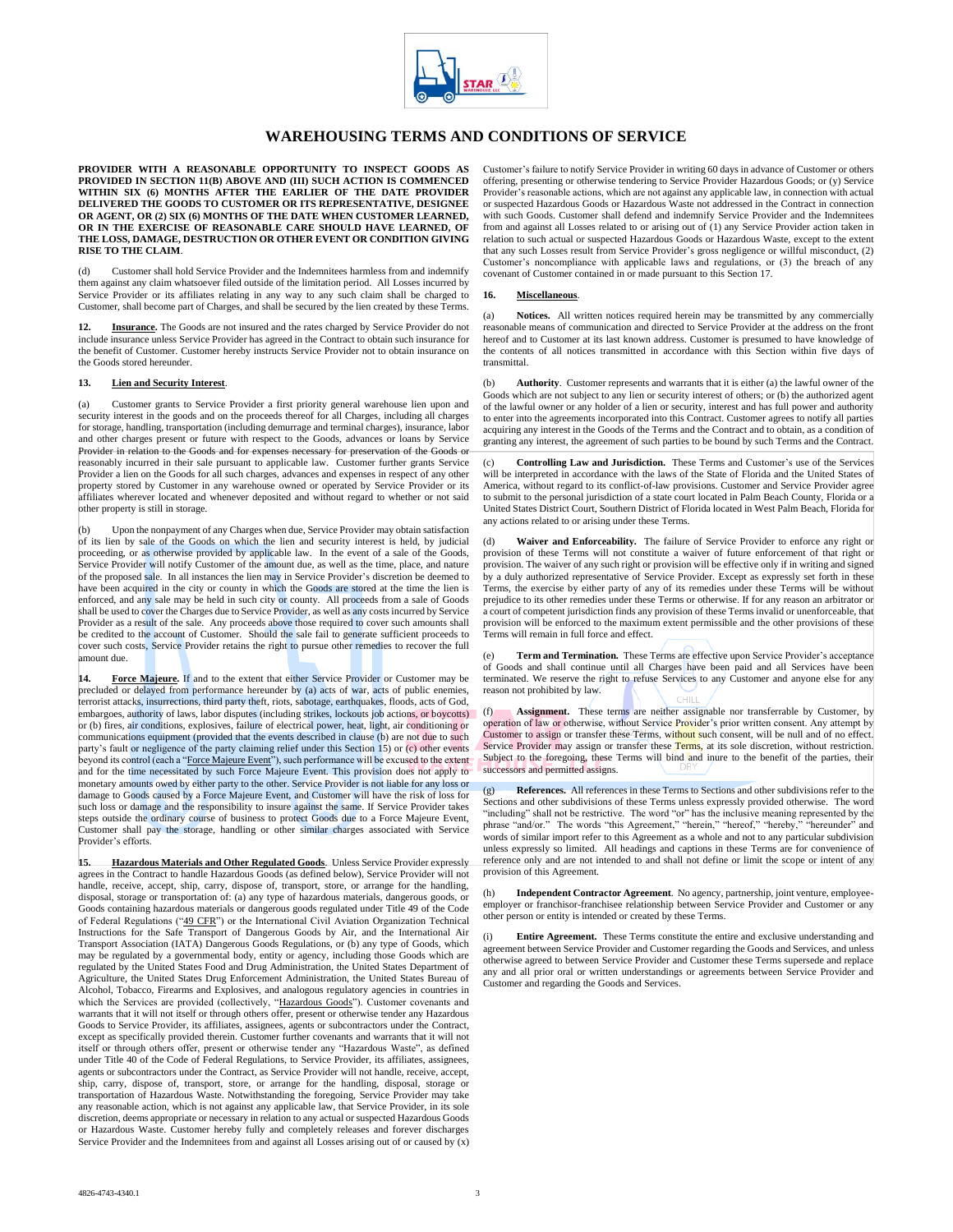# WAREHOUSING TERMS AND CONDITIONS OF SERVICE

**PROVIDER WITH A REASONABLE OPPORTUNITY TO INSPECT GOODS AS PROVIDED IN SECTION 11(B) ABOVE AND (III) SUCH ACTION IS COMMENCED WITHIN SIX (6) MONTHS AFTER THE EARLIER OF THE DATE PROVIDER DELIVERED THE GOODS TO CUSTOMER OR ITS REPRESENTATIVE, DESIGNEE OR AGENT, OR (2) SIX (6) MONTHS OF THE DATE WHEN CUSTOMER LEARNED, OR IN THE EXERCISE OF REASONABLE CARE SHOULD HAVE LEARNED, OF THE LOSS, DAMAGE, DESTRUCTION OR OTHER EVENT OR CONDITION GIVING RISE TO THE CLAIM**.

(d) Customer shall hold Service Provider and the Indemnitees harmless from and indemnify them against any claim whatsoever filed outside of the limitation period. All Losses incurred by Service Provider or its affiliates relating in any way to any such claim shall be charged to Customer, shall become part of Charges, and shall be secured by the lien created by these Terms.

**12. Insurance.** The Goods are not insured and the rates charged by Service Provider do not include insurance unless Service Provider has agreed in the Contract to obtain such insurance for the benefit of Customer. Customer hereby instructs Service Provider not to obtain insurance on the Goods stored hereunder.

**13. Lien and Security Interest**.

(a) Customer grants to Service Provider a first priority general warehouse lien upon and security interest in the goods and on the proceeds thereof for all Charges, including all charges for storage, handling, transportation (including demurrage and terminal charges), insurance, labor and other charges present or future with respect to the Goods, advances or loans by Service Provider in relation to the Goods and for expenses necessary for preservation of the Goods or reasonably incurred in their sale pursuant to applicable law. Customer further grants Service Provider a lien on the Goods for all such charges, advances and expenses in respect of any other property stored by Customer in any warehouse owned or operated by Service Provider or its affiliates wherever located and whenever deposited and without regard to whether or not said other property is still in storage.

(b) Upon the nonpayment of any Charges when due, Service Provider may obtain satisfaction of its lien by sale of the Goods on which the lien and security interest is held, by judicial proceeding, or as otherwise provided by applicable law. In the event of a sale of the Goods, Service Provider will notify Customer of the amount due, as well as the time, place, and nature of the proposed sale. In all instances the lien may in Service Provider's discretion be deemed to have been acquired in the city or county in which the Goods are stored at the time the lien is enforced, and any sale may be held in such city or county. All proceeds from a sale of Goods shall be used to cover the Charges due to Service Provider, as well as any costs incurred by Service Provider as a result of the sale. Any proceeds above those required to cover such amounts shall be credited to the account of Customer. Should the sale fail to generate sufficient proceeds to cover such costs, Service Provider retains the right to pursue other remedies to recover the full amount due.

**14. Force Majeure.** If and to the extent that either Service Provider or Customer may be precluded or delayed from performance hereunder by (a) acts of war, acts of public enemies, terrorist attacks, insurrections, third party theft, riots, sabotage, earthquakes, floods, acts of God, embargoes, authority of laws, labor disputes (including strikes, lockouts job actions, or boycotts) or (b) fires, air conditions, explosives, failure of electrical power, heat, light, air conditioning or communications equipment (provided that the events described in clause (b) are not due to such party's fault or negligence of the party claiming relief under this Section 15) or (c) other events beyond its control (each a "Force Majeure Event"), such performance will be excused to the extent and for the time necessitated by such Force Majeure Event. This provision does not apply to monetary amounts owed by either party to the other. Service Provider is not liable for any loss or damage to Goods caused by a Force Majeure Event, and Customer will have the risk of loss for such loss or damage and the responsibility to insure against the same. If Service Provider takes steps outside the ordinary course of business to protect Goods due to a Force Majeure Event, Customer shall pay the storage, handling or other similar charges associated with Service Provider's efforts.

**15. Hazardous Materials and Other Regulated Goods**. Unless Service Provider expressly agrees in the Contract to handle Hazardous Goods (as defined below), Service Provider will not handle, receive, accept, ship, carry, dispose of, transport, store, or arrange for the handling, disposal, storage or transportation of: (a) any type of hazardous materials, dangerous goods, or Goods containing hazardous materials or dangerous goods regulated under Title 49 of the Code of Federal Regulations ("49 CFR") or the International Civil Aviation Organization Technical Instructions for the Safe Transport of Dangerous Goods by Air, and the International Air Transport Association (IATA) Dangerous Goods Regulations, or (b) any type of Goods, which may be regulated by a governmental body, entity or agency, including those Goods which are regulated by the United States Food and Drug Administration, the United States Department of Agriculture, the United States Drug Enforcement Administration, the United States Bureau of Alcohol, Tobacco, Firearms and Explosives, and analogous regulatory agencies in countries in which the Services are provided (collectively, "Hazardous Goods"). Customer covenants and warrants that it will not itself or through others offer, present or otherwise tender any Hazardous Goods to Service Provider, its affiliates, assignees, agents or subcontractors under the Contract, except as specifically provided therein. Customer further covenants and warrants that it will not itself or through others offer, present or otherwise tender any "Hazardous Waste", as defined under Title 40 of the Code of Federal Regulations, to Service Provider, its affiliates, assignees, agents or subcontractors under the Contract, as Service Provider will not handle, receive, accept, ship, carry, dispose of, transport, store, or arrange for the handling, disposal, storage or transportation of Hazardous Waste. Notwithstanding the foregoing, Service Provider may take any reasonable action, which is not against any applicable law, that Service Provider, in its sole discretion, deems appropriate or necessary in relation to any actual or suspected Hazardous Goods or Hazardous Waste. Customer hereby fully and completely releases and forever discharges Service Provider and the Indemnitees from and against all Losses arising out of or caused by (x) Customer's failure to notify Service Provider in writing 60 days in advance of Customer or others offering, presenting or otherwise tendering to Service Provider Hazardous Goods; or (y) Service Provider's reasonable actions, which are not against any applicable law, in connection with actual or suspected Hazardous Goods or Hazardous Waste not addressed in the Contract in connection with such Goods. Customer shall defend and indemnify Service Provider and the Indemnitees from and against all Losses related to or arising out of (1) any Service Provider action taken in relation to such actual or suspected Hazardous Goods or Hazardous Waste, except to the extent that any such Losses result from Service Provider's gross negligence or willful misconduct, (2) Customer's noncompliance with applicable laws and regulations, or (3) the breach of any covenant of Customer contained in or made pursuant to this Section 17.

**16. Miscellaneous**.

(a) **Notices.** All written notices required herein may be transmitted by any commercially reasonable means of communication and directed to Service Provider at the address on the front hereof and to Customer at its last known address. Customer is presumed to have knowledge of the contents of all notices transmitted in accordance with this Section within five days of transmittal.

(b) **Authority**. Customer represents and warrants that it is either (a) the lawful owner of the Goods which are not subject to any lien or security interest of others; or (b) the authorized agent of the lawful owner or any holder of a lien or security, interest and has full power and authority to enter into the agreements incorporated into this Contract. Customer agrees to notify all parties acquiring any interest in the Goods of the Terms and the Contract and to obtain, as a condition of granting any interest, the agreement of such parties to be bound by such Terms and the Contract.

(c) **Controlling Law and Jurisdiction.** These Terms and Customer's use of the Services will be interpreted in accordance with the laws of the State of Florida and the United States of America, without regard to its conflict-of-law provisions. Customer and Service Provider agree to submit to the personal jurisdiction of a state court located in Palm Beach County, Florida or a United States District Court, Southern District of Florida located in West Palm Beach, Florida for any actions related to or arising under these Terms.

(d) **Waiver and Enforceability.** The failure of Service Provider to enforce any right or provision of these Terms will not constitute a waiver of future enforcement of that right or provision. The waiver of any such right or provision will be effective only if in writing and signed by a duly authorized representative of Service Provider. Except as expressly set forth in these Terms, the exercise by either party of any of its remedies under these Terms will be without prejudice to its other remedies under these Terms or otherwise. If for any reason an arbitrator or a court of competent jurisdiction finds any provision of these Terms invalid or unenforceable, that provision will be enforced to the maximum extent permissible and the other provisions of these Terms will remain in full force and effect.

(e) **Term and Termination.** These Terms are effective upon Service Provider's acceptance of Goods and shall continue until all Charges have been paid and all Services have been terminated. We reserve the right to refuse Services to any Customer and anyone else for any reason not prohibited by law.

(f) **Assignment.** These terms are neither assignable nor transferrable by Customer, by operation of law or otherwise, without Service Provider's prior written consent. Any attempt by Customer to assign or transfer these Terms, without such consent, will be null and of no effect. Service Provider may assign or transfer these Terms, at its sole discretion, without restriction. Subject to the foregoing, these Terms will bind and inure to the benefit of the parties, their successors and permitted assigns.

(g) **References.** All references in these Terms to Sections and other subdivisions refer to the Sections and other subdivisions of these Terms unless expressly provided otherwise. The word "including" shall not be restrictive. The word "or" has the inclusive meaning represented by the phrase "and/or." The words "this Agreement," "herein," "hereof," "hereby," "hereunder" and words of similar import refer to this Agreement as a whole and not to any particular subdivision unless expressly so limited. All headings and captions in these Terms are for convenience of reference only and are not intended to and shall not define or limit the scope or intent of any provision of this Agreement.

(h) **Independent Contractor Agreement**. No agency, partnership, joint venture, employee-employer or franchisor-franchisee relationship between Service Provider and Customer or any other person or entity is intended or created by these Terms.

(i) **Entire Agreement.** These Terms constitute the entire and exclusive understanding and agreement between Service Provider and Customer regarding the Goods and Services, and unless otherwise agreed to between Service Provider and Customer these Terms supersede and replace any and all prior oral or written understandings or agreements between Service Provider and Customer and regarding the Goods and Services.

4826-4743-4340.1